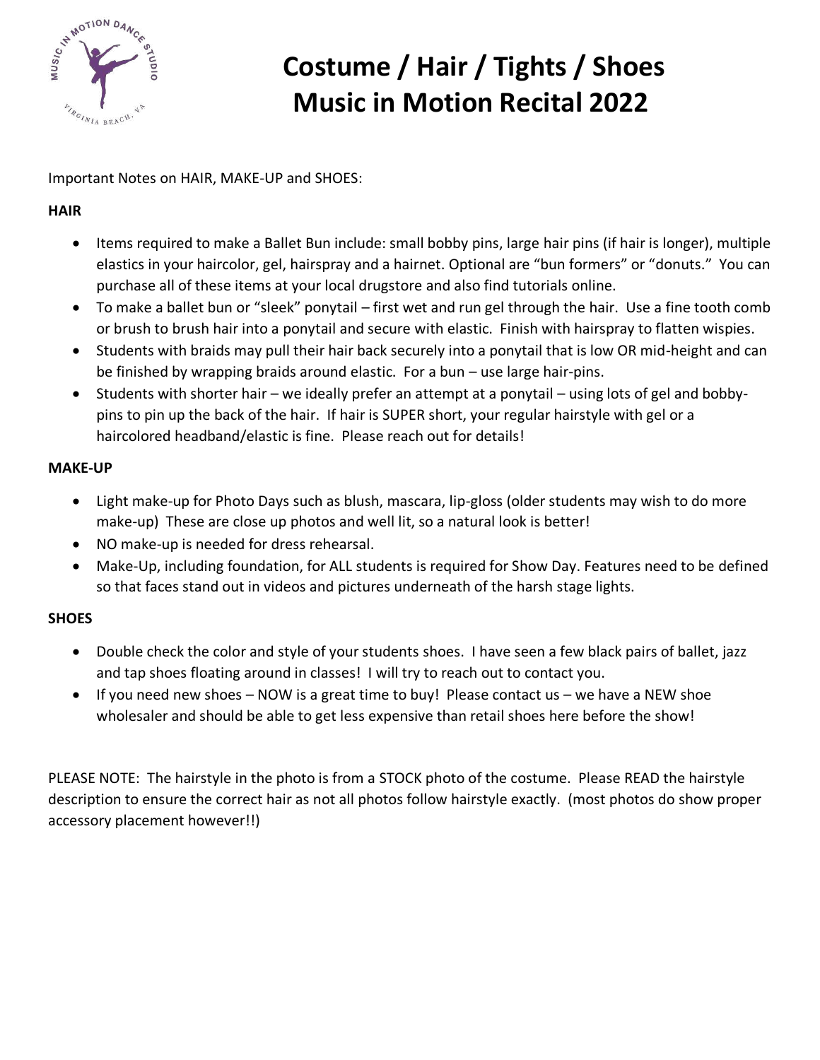# Costume / Hair / Tights / Shoes
# Music in Motion Recital 2022

Important Notes on HAIR, MAKE-UP and SHOES:

**HAIR**

- Items required to make a Ballet Bun include: small bobby pins, large hair pins (if hair is longer), multiple elastics in your haircolor, gel, hairspray and a hairnet. Optional are "bun formers" or "donuts." You can purchase all of these items at your local drugstore and also find tutorials online.
- To make a ballet bun or "sleek" ponytail – first wet and run gel through the hair. Use a fine tooth comb or brush to brush hair into a ponytail and secure with elastic. Finish with hairspray to flatten wispies.
- Students with braids may pull their hair back securely into a ponytail that is low OR mid-height and can be finished by wrapping braids around elastic. For a bun – use large hair-pins.
- Students with shorter hair – we ideally prefer an attempt at a ponytail – using lots of gel and bobby-pins to pin up the back of the hair. If hair is SUPER short, your regular hairstyle with gel or a haircolored headband/elastic is fine. Please reach out for details!

**MAKE-UP**

- Light make-up for Photo Days such as blush, mascara, lip-gloss (older students may wish to do more make-up) These are close up photos and well lit, so a natural look is better!
- NO make-up is needed for dress rehearsal.
- Make-Up, including foundation, for ALL students is required for Show Day. Features need to be defined so that faces stand out in videos and pictures underneath of the harsh stage lights.

**SHOES**

- Double check the color and style of your students shoes. I have seen a few black pairs of ballet, jazz and tap shoes floating around in classes! I will try to reach out to contact you.
- If you need new shoes – NOW is a great time to buy! Please contact us – we have a NEW shoe wholesaler and should be able to get less expensive than retail shoes here before the show!

PLEASE NOTE: The hairstyle in the photo is from a STOCK photo of the costume. Please READ the hairstyle description to ensure the correct hair as not all photos follow hairstyle exactly. (most photos do show proper accessory placement however!!)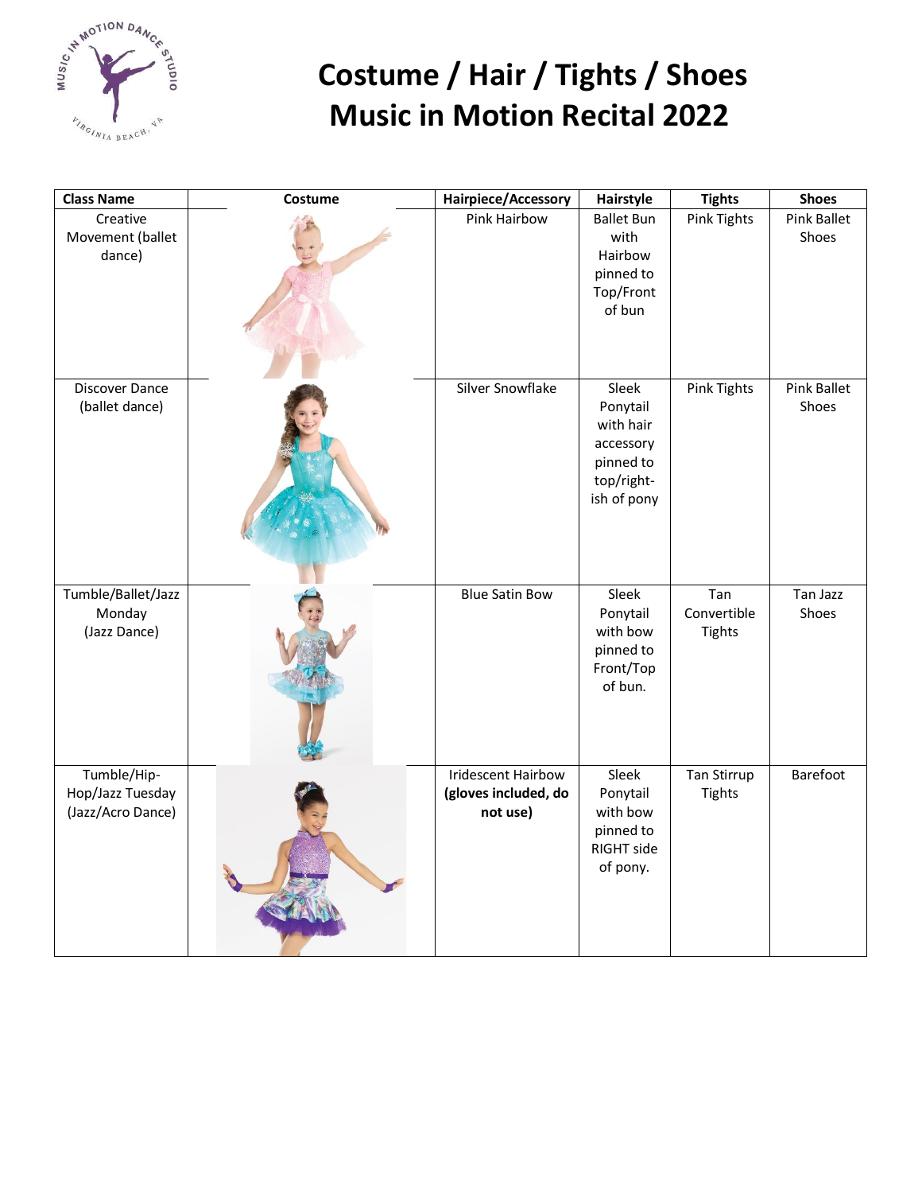# Costume / Hair / Tights / Shoes
# Music in Motion Recital 2022

| Class Name | Costume | Hairpiece/Accessory | Hairstyle | Tights | Shoes |
|---|---|---|---|---|---|
| Creative Movement (ballet dance) | | Pink Hairbow | Ballet Bun with Hairbow pinned to Top/Front of bun | Pink Tights | Pink Ballet Shoes |
| Discover Dance (ballet dance) | | Silver Snowflake | Sleek Ponytail with hair accessory pinned to top/right-ish of pony | Pink Tights | Pink Ballet Shoes |
| Tumble/Ballet/Jazz Monday (Jazz Dance) | | Blue Satin Bow | Sleek Ponytail with bow pinned to Front/Top of bun. | Tan Convertible Tights | Tan Jazz Shoes |
| Tumble/Hip-Hop/Jazz Tuesday (Jazz/Acro Dance) | | Iridescent Hairbow **(gloves included, do not use)** | Sleek Ponytail with bow pinned to RIGHT side of pony. | Tan Stirrup Tights | Barefoot |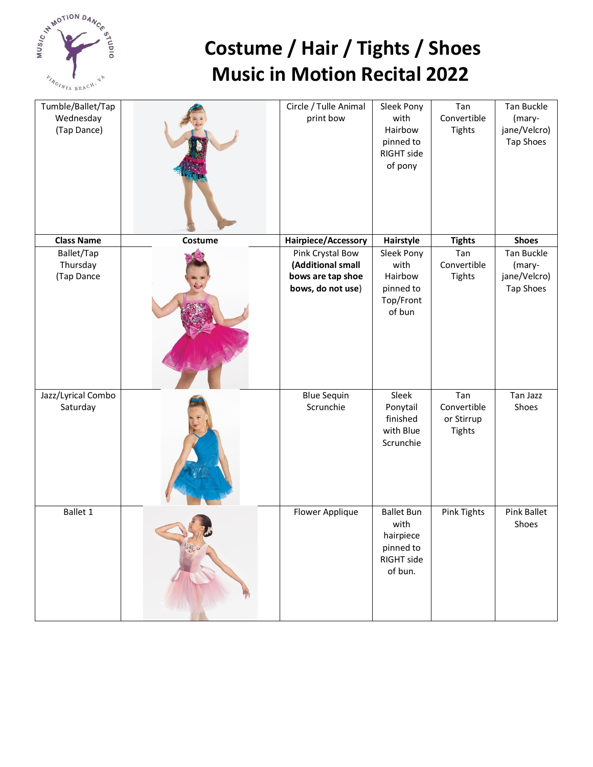# Costume / Hair / Tights / Shoes
# Music in Motion Recital 2022

| Tumble/Ballet/Tap Wednesday (Tap Dance) | | Circle / Tulle Animal print bow | Sleek Pony with Hairbow pinned to RIGHT side of pony | Tan Convertible Tights | Tan Buckle (mary-jane/Velcro) Tap Shoes |
|---|---|---|---|---|---|
| **Class Name** | **Costume** | **Hairpiece/Accessory** | **Hairstyle** | **Tights** | **Shoes** |
| Ballet/Tap Thursday (Tap Dance | | Pink Crystal Bow **(Additional small bows are tap shoe bows, do not use)** | Sleek Pony with Hairbow pinned to Top/Front of bun | Tan Convertible Tights | Tan Buckle (mary-jane/Velcro) Tap Shoes |
| Jazz/Lyrical Combo Saturday | | Blue Sequin Scrunchie | Sleek Ponytail finished with Blue Scrunchie | Tan Convertible or Stirrup Tights | Tan Jazz Shoes |
| Ballet 1 | | Flower Applique | Ballet Bun with hairpiece pinned to RIGHT side of bun. | Pink Tights | Pink Ballet Shoes |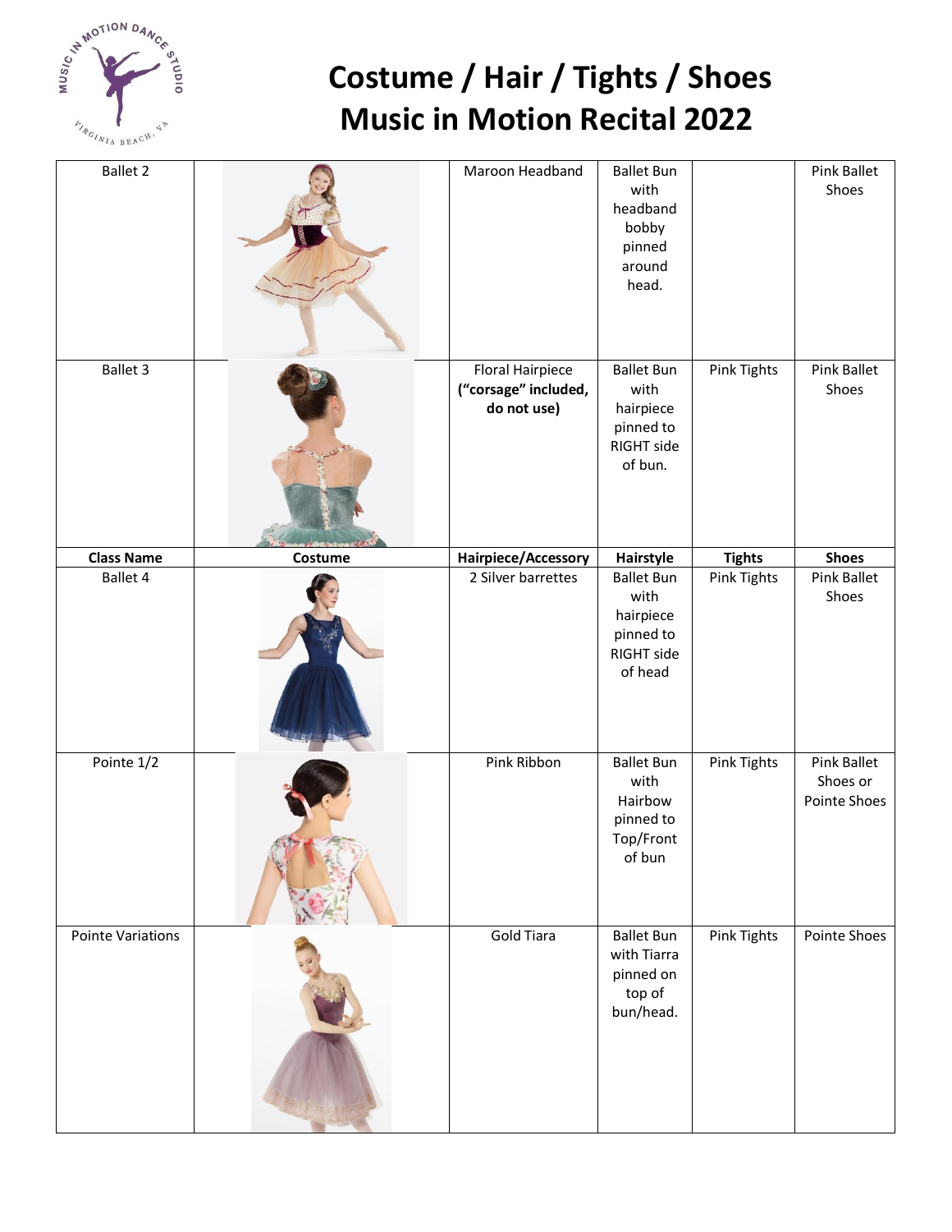# Costume / Hair / Tights / Shoes
# Music in Motion Recital 2022

| Class Name | Costume | Hairpiece/Accessory | Hairstyle | Tights | Shoes |
|---|---|---|---|---|---|
| Ballet 2 | | Maroon Headband | Ballet Bun with headband bobby pinned around head. | | Pink Ballet Shoes |
| Ballet 3 | | Floral Hairpiece **("corsage" included, do not use)** | Ballet Bun with hairpiece pinned to RIGHT side of bun. | Pink Tights | Pink Ballet Shoes |
| Ballet 4 | | 2 Silver barrettes | Ballet Bun with hairpiece pinned to RIGHT side of head | Pink Tights | Pink Ballet Shoes |
| Pointe 1/2 | | Pink Ribbon | Ballet Bun with Hairbow pinned to Top/Front of bun | Pink Tights | Pink Ballet Shoes or Pointe Shoes |
| Pointe Variations | | Gold Tiara | Ballet Bun with Tiarra pinned on top of bun/head. | Pink Tights | Pointe Shoes |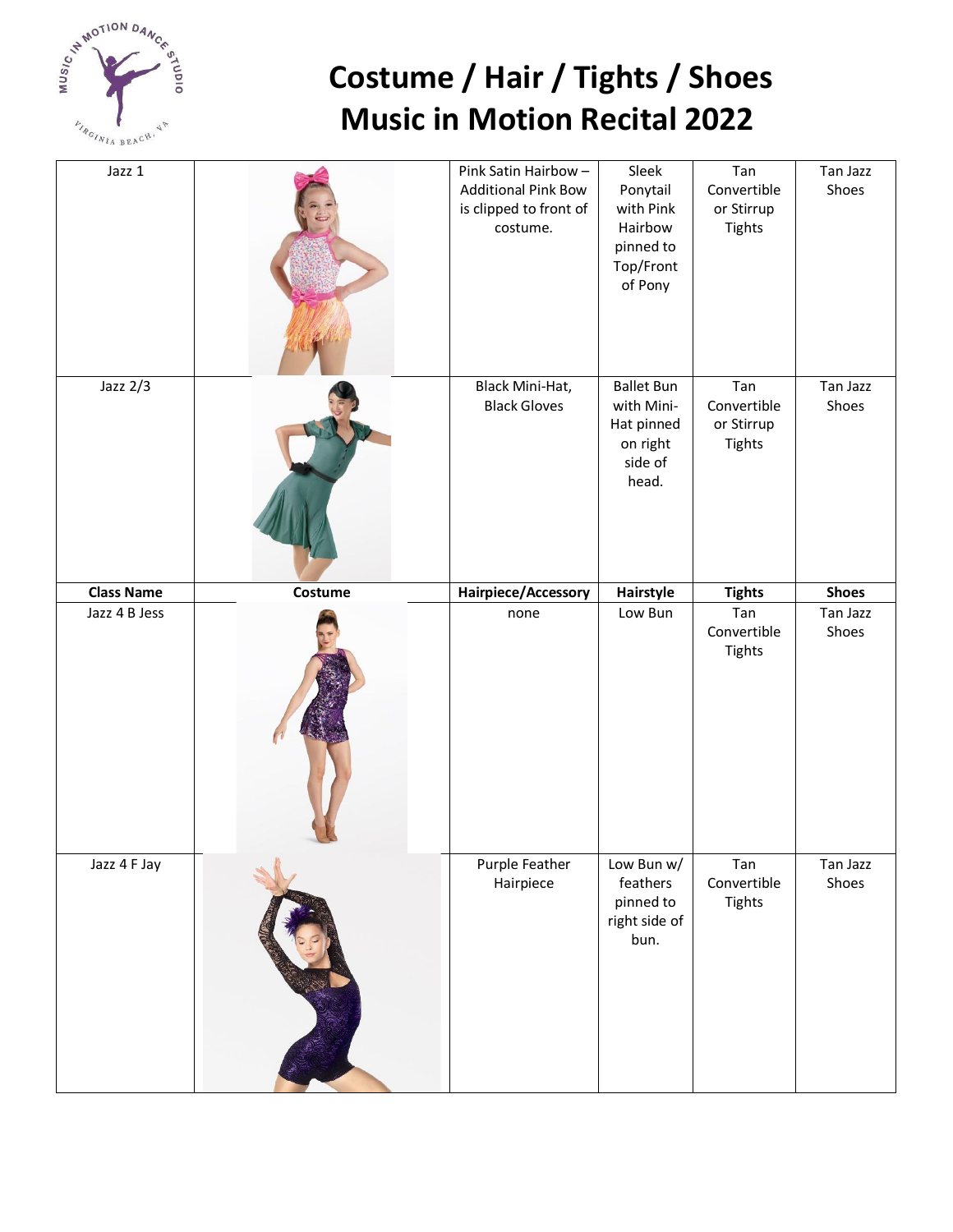# Costume / Hair / Tights / Shoes
# Music in Motion Recital 2022

| Class Name | Costume | Hairpiece/Accessory | Hairstyle | Tights | Shoes |
|---|---|---|---|---|---|
| Jazz 1 | | Pink Satin Hairbow – Additional Pink Bow is clipped to front of costume. | Sleek Ponytail with Pink Hairbow pinned to Top/Front of Pony | Tan Convertible or Stirrup Tights | Tan Jazz Shoes |
| Jazz 2/3 | | Black Mini-Hat, Black Gloves | Ballet Bun with Mini-Hat pinned on right side of head. | Tan Convertible or Stirrup Tights | Tan Jazz Shoes |
| Jazz 4 B Jess | | none | Low Bun | Tan Convertible Tights | Tan Jazz Shoes |
| Jazz 4 F Jay | | Purple Feather Hairpiece | Low Bun w/ feathers pinned to right side of bun. | Tan Convertible Tights | Tan Jazz Shoes |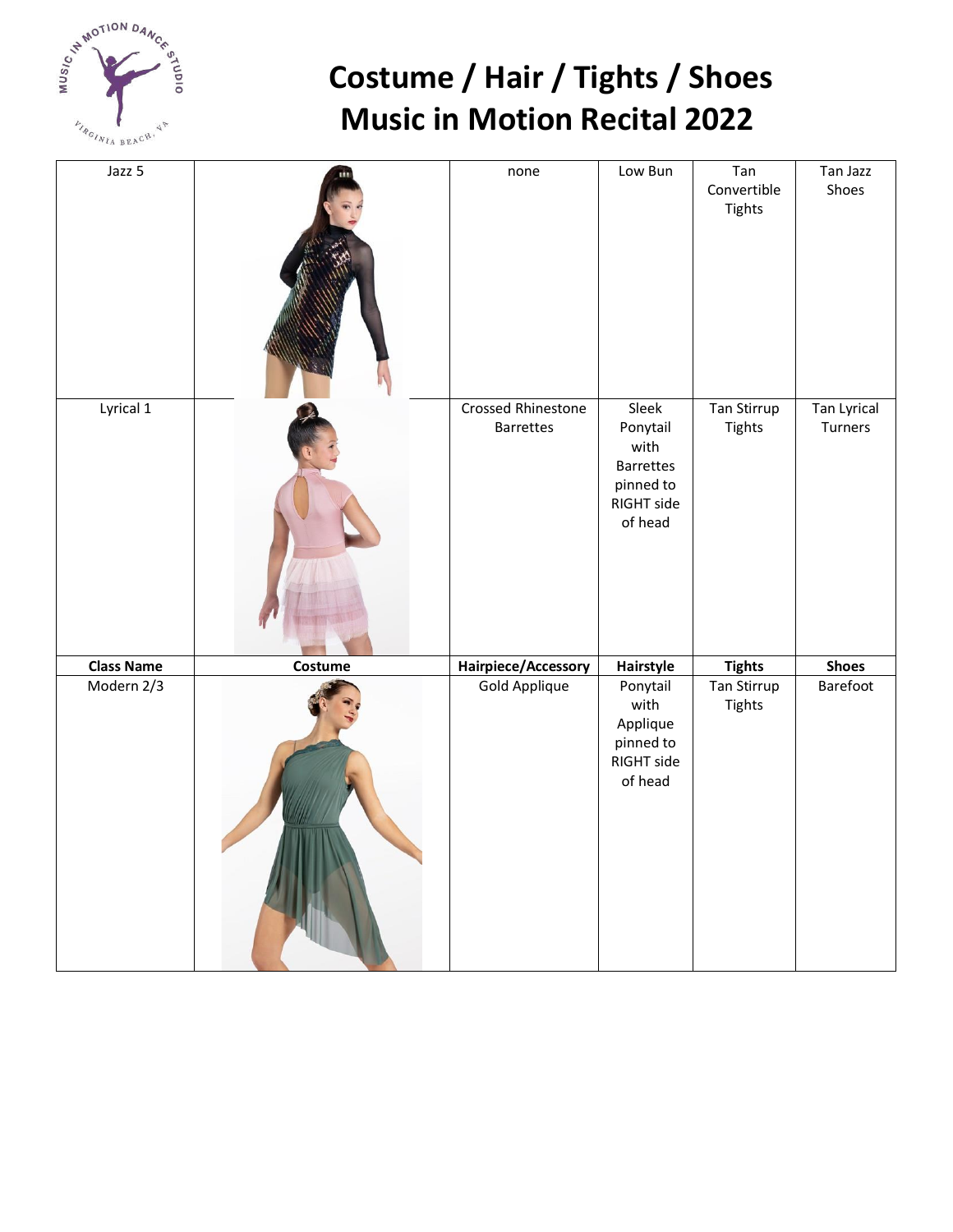# Costume / Hair / Tights / Shoes
# Music in Motion Recital 2022

| Class Name | Costume | Hairpiece/Accessory | Hairstyle | Tights | Shoes |
|---|---|---|---|---|---|
| Jazz 5 | | none | Low Bun | Tan Convertible Tights | Tan Jazz Shoes |
| Lyrical 1 | | Crossed Rhinestone Barrettes | Sleek Ponytail with Barrettes pinned to RIGHT side of head | Tan Stirrup Tights | Tan Lyrical Turners |
| Modern 2/3 | | Gold Applique | Ponytail with Applique pinned to RIGHT side of head | Tan Stirrup Tights | Barefoot |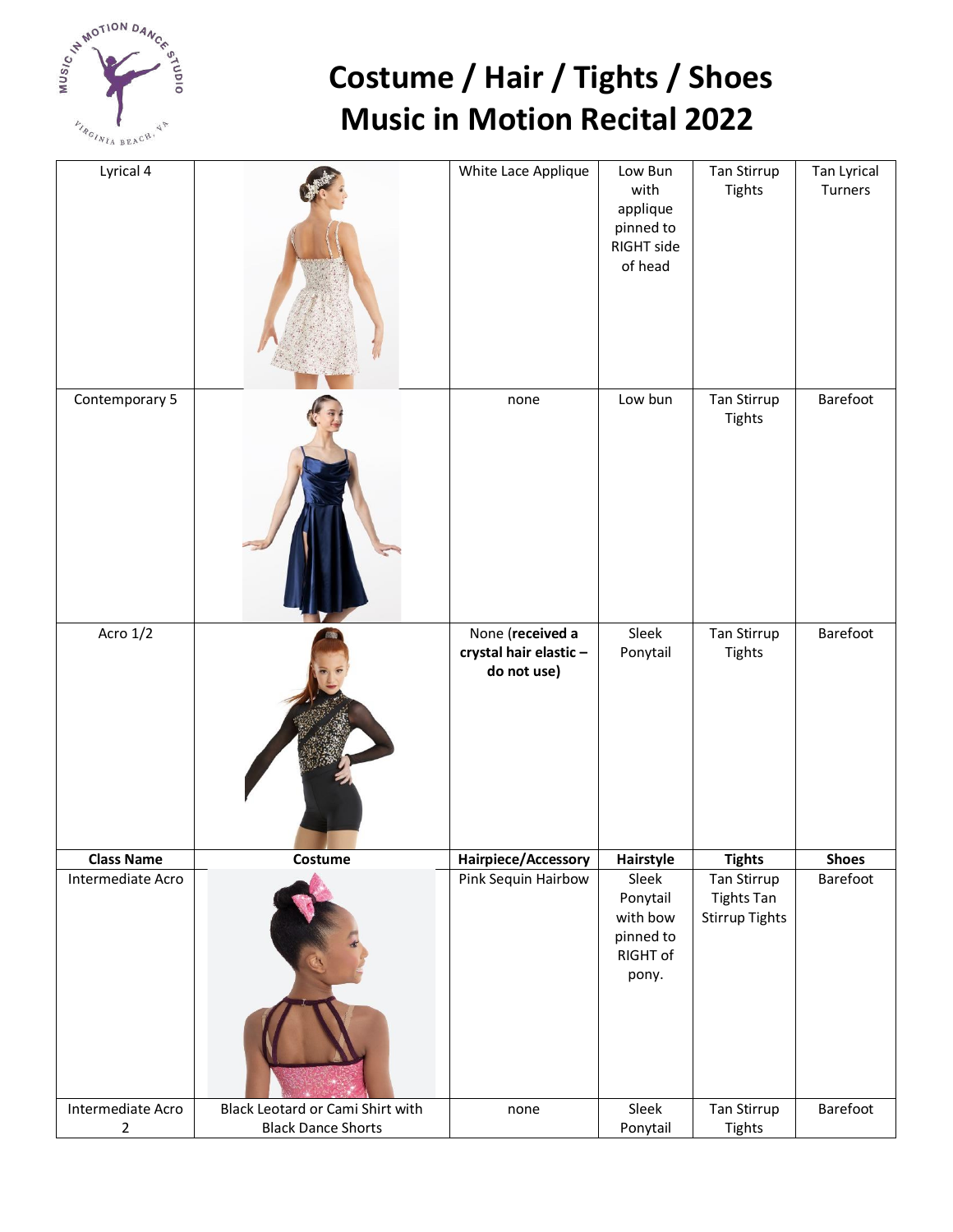# Costume / Hair / Tights / Shoes
# Music in Motion Recital 2022

| Class Name | Costume | Hairpiece/Accessory | Hairstyle | Tights | Shoes |
|---|---|---|---|---|---|
| Lyrical 4 | | White Lace Applique | Low Bun with applique pinned to RIGHT side of head | Tan Stirrup Tights | Tan Lyrical Turners |
| Contemporary 5 | | none | Low bun | Tan Stirrup Tights | Barefoot |
| Acro 1/2 | | None (**received a crystal hair elastic – do not use)** | Sleek Ponytail | Tan Stirrup Tights | Barefoot |
| **Class Name** | **Costume** | **Hairpiece/Accessory** | **Hairstyle** | **Tights** | **Shoes** |
| Intermediate Acro | | Pink Sequin Hairbow | Sleek Ponytail with bow pinned to RIGHT of pony. | Tan Stirrup Tights Tan Stirrup Tights | Barefoot |
| Intermediate Acro 2 | Black Leotard or Cami Shirt with Black Dance Shorts | none | Sleek Ponytail | Tan Stirrup Tights | Barefoot |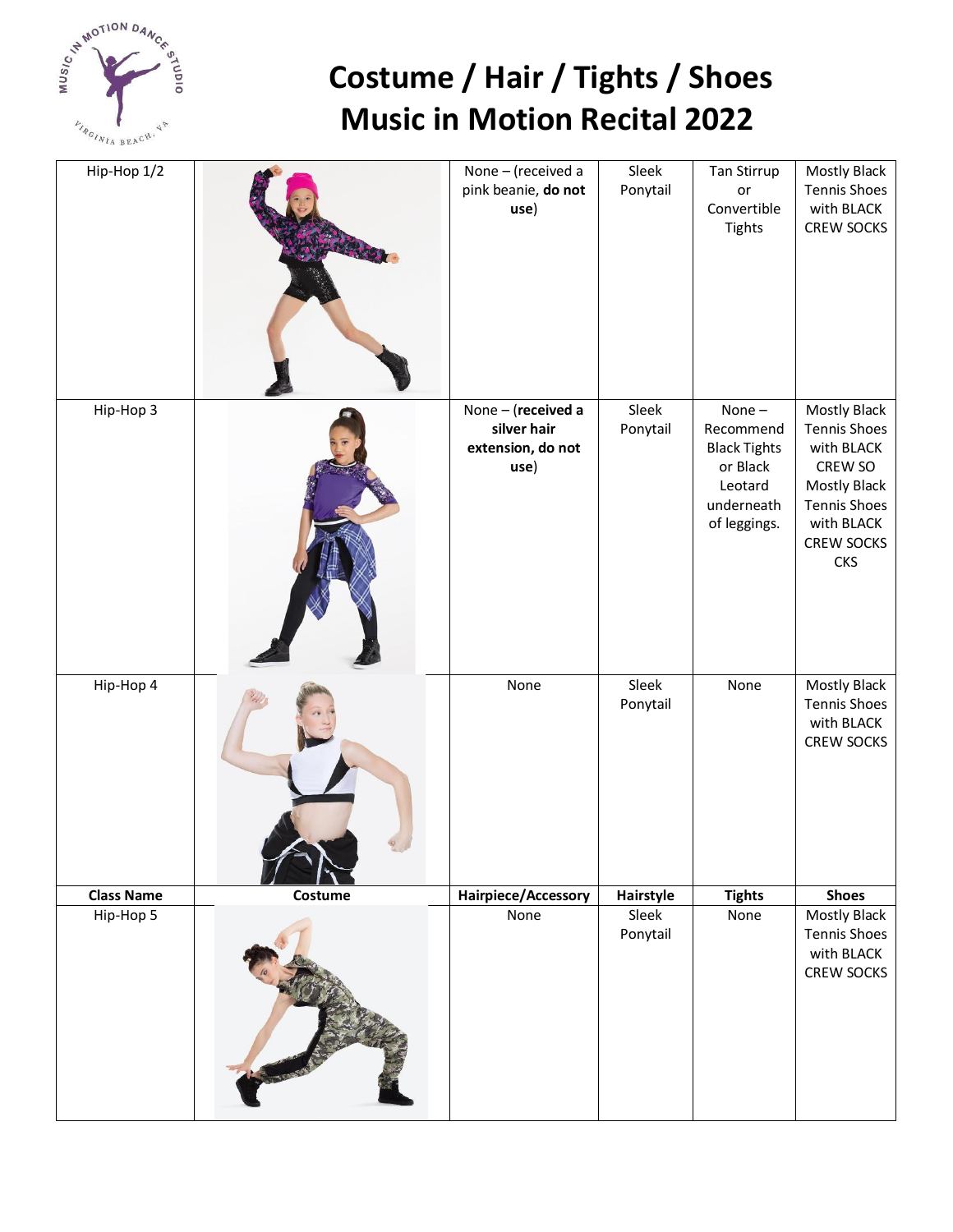# Costume / Hair / Tights / Shoes
# Music in Motion Recital 2022

| Class Name | Costume | Hairpiece/Accessory | Hairstyle | Tights | Shoes |
|---|---|---|---|---|---|
| Hip-Hop 1/2 | | None – (received a pink beanie, **do not use**) | Sleek Ponytail | Tan Stirrup or Convertible Tights | Mostly Black Tennis Shoes with BLACK CREW SOCKS |
| Hip-Hop 3 | | None – (**received a silver hair extension, do not use**) | Sleek Ponytail | None – Recommend Black Tights or Black Leotard underneath of leggings. | Mostly Black Tennis Shoes with BLACK CREW SO Mostly Black Tennis Shoes with BLACK CREW SOCKS CKS |
| Hip-Hop 4 | | None | Sleek Ponytail | None | Mostly Black Tennis Shoes with BLACK CREW SOCKS |
| Hip-Hop 5 | | None | Sleek Ponytail | None | Mostly Black Tennis Shoes with BLACK CREW SOCKS |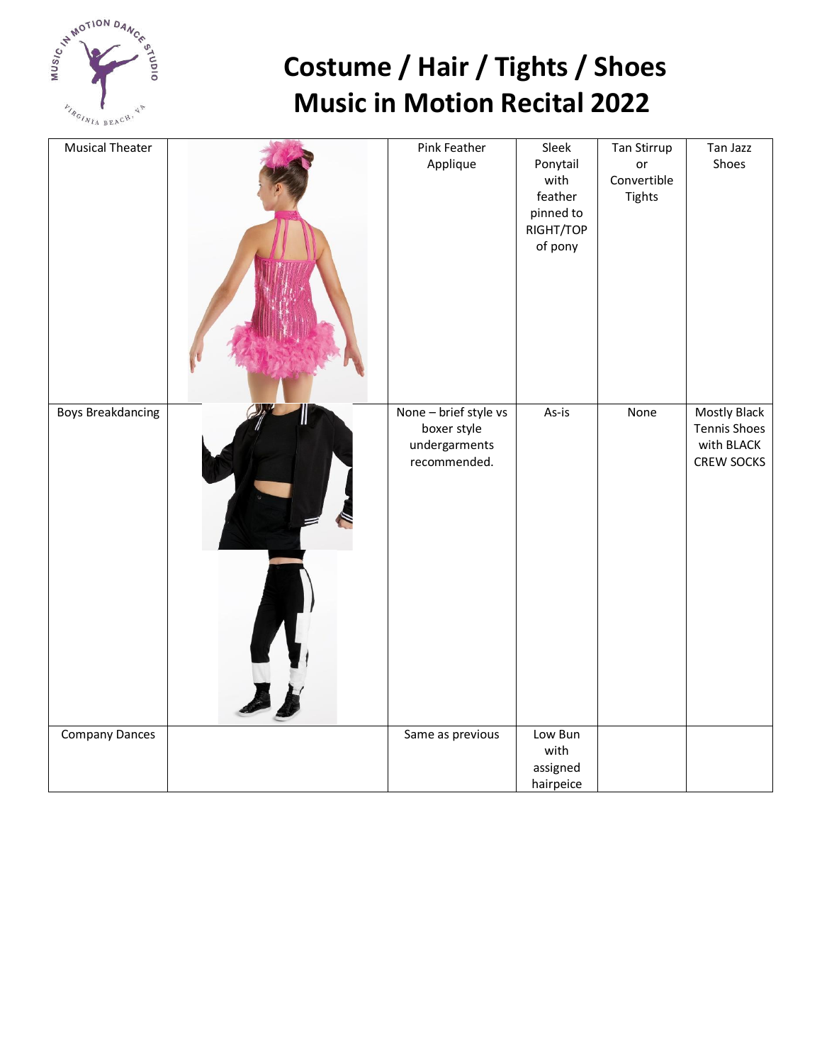# Costume / Hair / Tights / Shoes
# Music in Motion Recital 2022

| | | | | | |
|---|---|---|---|---|---|
| Musical Theater | | Pink Feather Applique | Sleek Ponytail with feather pinned to RIGHT/TOP of pony | Tan Stirrup or Convertible Tights | Tan Jazz Shoes |
| Boys Breakdancing | | None – brief style vs boxer style undergarments recommended. | As-is | None | Mostly Black Tennis Shoes with BLACK CREW SOCKS |
| Company Dances | | Same as previous | Low Bun with assigned hairpeice | | |